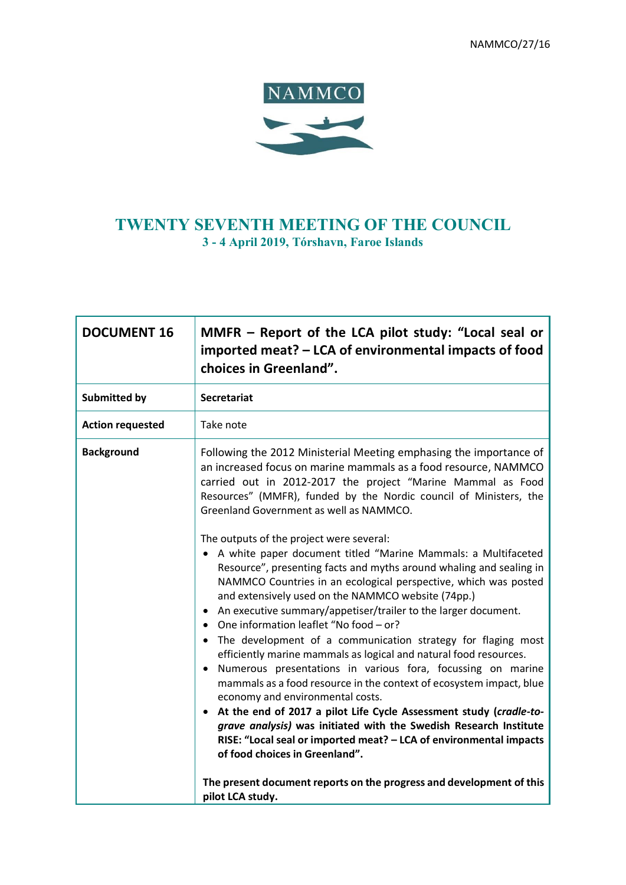NAMMCO/27/16

NAMMCO

# TWENTY SEVENTH MEETING OF THE COUNCIL

**3 - 4 April 2019, Tórshavn, Faroe Islands**

| **DOCUMENT 16** | **MMFR – Report of the LCA pilot study: "Local seal or imported meat? – LCA of environmental impacts of food choices in Greenland".** |
|---|---|
| **Submitted by** | **Secretariat** |
| **Action requested** | Take note |
| **Background** | Following the 2012 Ministerial Meeting emphasing the importance of an increased focus on marine mammals as a food resource, NAMMCO carried out in 2012-2017 the project "Marine Mammal as Food Resources" (MMFR), funded by the Nordic council of Ministers, the Greenland Government as well as NAMMCO.<br><br>The outputs of the project were several:<br>• A white paper document titled "Marine Mammals: a Multifaceted Resource", presenting facts and myths around whaling and sealing in NAMMCO Countries in an ecological perspective, which was posted and extensively used on the NAMMCO website (74pp.)<br>• An executive summary/appetiser/trailer to the larger document.<br>• One information leaflet "No food – or?<br>• The development of a communication strategy for flaging most efficiently marine mammals as logical and natural food resources.<br>• Numerous presentations in various fora, focussing on marine mammals as a food resource in the context of ecosystem impact, blue economy and environmental costs.<br>• **At the end of 2017 a pilot Life Cycle Assessment study (*cradle-to-grave analysis)* was initiated with the Swedish Research Institute RISE: "Local seal or imported meat? – LCA of environmental impacts of food choices in Greenland".**<br><br>**The present document reports on the progress and development of this pilot LCA study.** |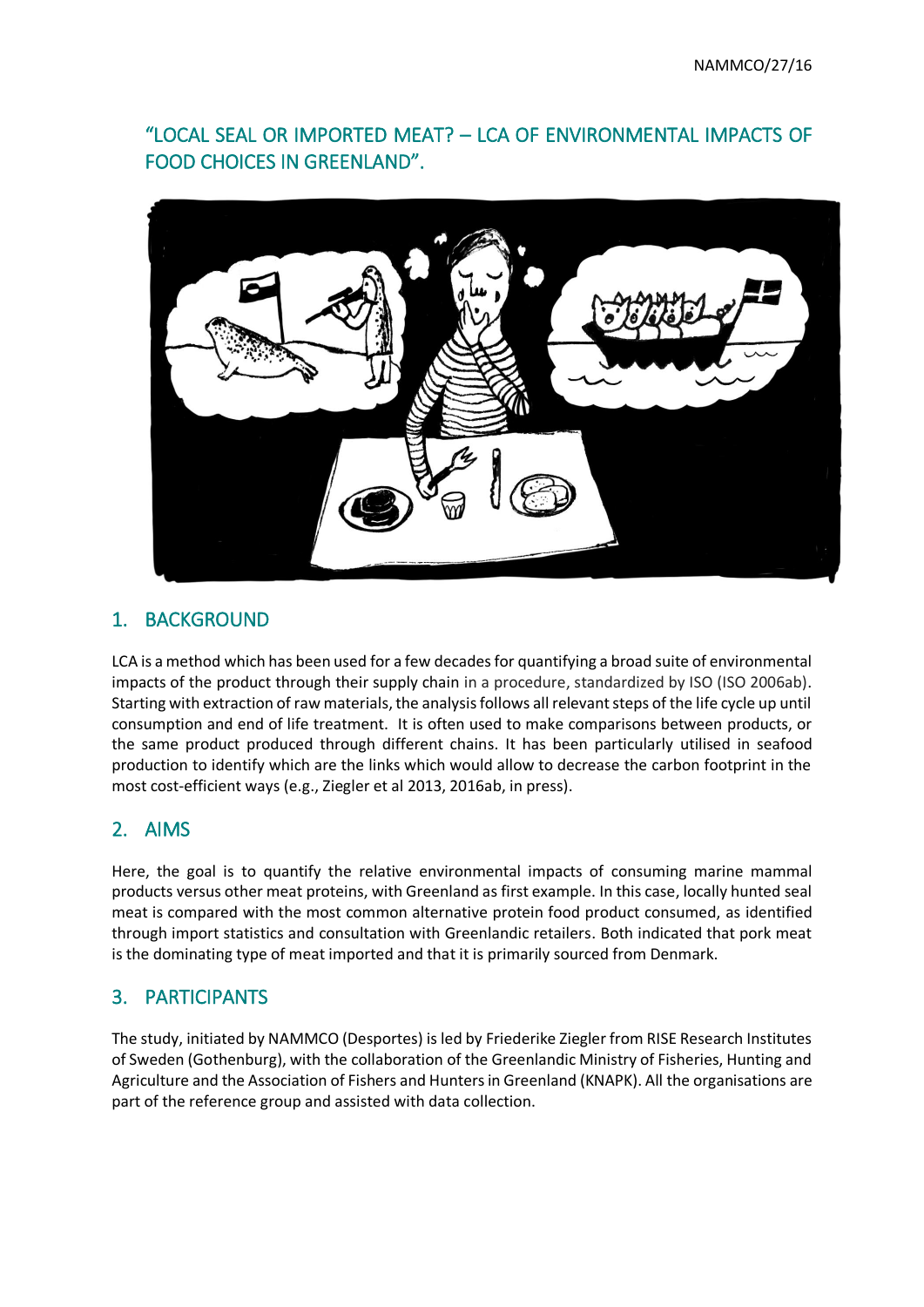# "LOCAL SEAL OR IMPORTED MEAT? – LCA OF ENVIRONMENTAL IMPACTS OF FOOD CHOICES IN GREENLAND".

## 1. BACKGROUND

LCA is a method which has been used for a few decades for quantifying a broad suite of environmental impacts of the product through their supply chain in a procedure, standardized by ISO (ISO 2006ab). Starting with extraction of raw materials, the analysis follows all relevant steps of the life cycle up until consumption and end of life treatment. It is often used to make comparisons between products, or the same product produced through different chains. It has been particularly utilised in seafood production to identify which are the links which would allow to decrease the carbon footprint in the most cost-efficient ways (e.g., Ziegler et al 2013, 2016ab, in press).

## 2. AIMS

Here, the goal is to quantify the relative environmental impacts of consuming marine mammal products versus other meat proteins, with Greenland as first example. In this case, locally hunted seal meat is compared with the most common alternative protein food product consumed, as identified through import statistics and consultation with Greenlandic retailers. Both indicated that pork meat is the dominating type of meat imported and that it is primarily sourced from Denmark.

## 3. PARTICIPANTS

The study, initiated by NAMMCO (Desportes) is led by Friederike Ziegler from RISE Research Institutes of Sweden (Gothenburg), with the collaboration of the Greenlandic Ministry of Fisheries, Hunting and Agriculture and the Association of Fishers and Hunters in Greenland (KNAPK). All the organisations are part of the reference group and assisted with data collection.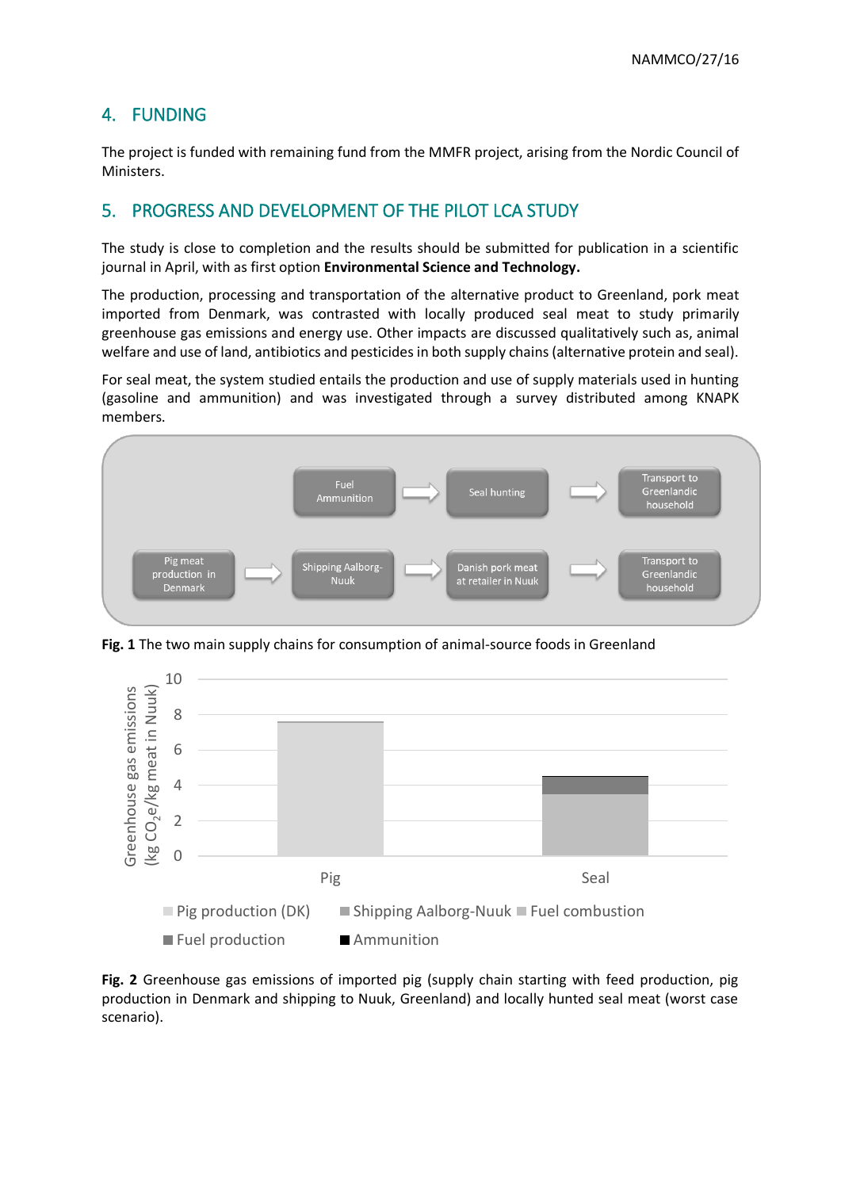## 4. FUNDING

The project is funded with remaining fund from the MMFR project, arising from the Nordic Council of Ministers.

## 5. PROGRESS AND DEVELOPMENT OF THE PILOT LCA STUDY

The study is close to completion and the results should be submitted for publication in a scientific journal in April, with as first option **Environmental Science and Technology.**

The production, processing and transportation of the alternative product to Greenland, pork meat imported from Denmark, was contrasted with locally produced seal meat to study primarily greenhouse gas emissions and energy use. Other impacts are discussed qualitatively such as, animal welfare and use of land, antibiotics and pesticides in both supply chains (alternative protein and seal).

For seal meat, the system studied entails the production and use of supply materials used in hunting (gasoline and ammunition) and was investigated through a survey distributed among KNAPK members.

**Fig. 1** The two main supply chains for consumption of animal-source foods in Greenland

**Fig. 2** Greenhouse gas emissions of imported pig (supply chain starting with feed production, pig production in Denmark and shipping to Nuuk, Greenland) and locally hunted seal meat (worst case scenario).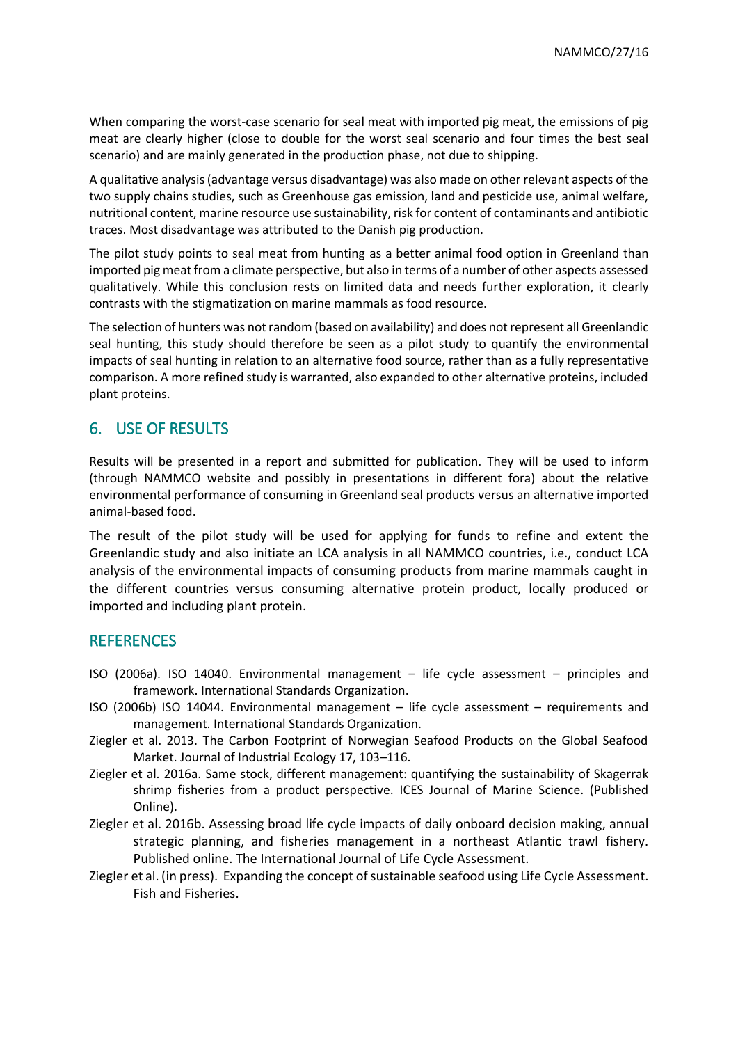When comparing the worst-case scenario for seal meat with imported pig meat, the emissions of pig meat are clearly higher (close to double for the worst seal scenario and four times the best seal scenario) and are mainly generated in the production phase, not due to shipping.

A qualitative analysis (advantage versus disadvantage) was also made on other relevant aspects of the two supply chains studies, such as Greenhouse gas emission, land and pesticide use, animal welfare, nutritional content, marine resource use sustainability, risk for content of contaminants and antibiotic traces. Most disadvantage was attributed to the Danish pig production.

The pilot study points to seal meat from hunting as a better animal food option in Greenland than imported pig meat from a climate perspective, but also in terms of a number of other aspects assessed qualitatively. While this conclusion rests on limited data and needs further exploration, it clearly contrasts with the stigmatization on marine mammals as food resource.

The selection of hunters was not random (based on availability) and does not represent all Greenlandic seal hunting, this study should therefore be seen as a pilot study to quantify the environmental impacts of seal hunting in relation to an alternative food source, rather than as a fully representative comparison. A more refined study is warranted, also expanded to other alternative proteins, included plant proteins.

## 6. USE OF RESULTS

Results will be presented in a report and submitted for publication. They will be used to inform (through NAMMCO website and possibly in presentations in different fora) about the relative environmental performance of consuming in Greenland seal products versus an alternative imported animal-based food.

The result of the pilot study will be used for applying for funds to refine and extent the Greenlandic study and also initiate an LCA analysis in all NAMMCO countries, i.e., conduct LCA analysis of the environmental impacts of consuming products from marine mammals caught in the different countries versus consuming alternative protein product, locally produced or imported and including plant protein.

## REFERENCES

- ISO (2006a). ISO 14040. Environmental management – life cycle assessment – principles and framework. International Standards Organization.
- ISO (2006b) ISO 14044. Environmental management – life cycle assessment – requirements and management. International Standards Organization.
- Ziegler et al. 2013. The Carbon Footprint of Norwegian Seafood Products on the Global Seafood Market. Journal of Industrial Ecology 17, 103–116.
- Ziegler et al. 2016a. Same stock, different management: quantifying the sustainability of Skagerrak shrimp fisheries from a product perspective. ICES Journal of Marine Science. (Published Online).
- Ziegler et al. 2016b. Assessing broad life cycle impacts of daily onboard decision making, annual strategic planning, and fisheries management in a northeast Atlantic trawl fishery. Published online. The International Journal of Life Cycle Assessment.
- Ziegler et al. (in press). Expanding the concept of sustainable seafood using Life Cycle Assessment. Fish and Fisheries.